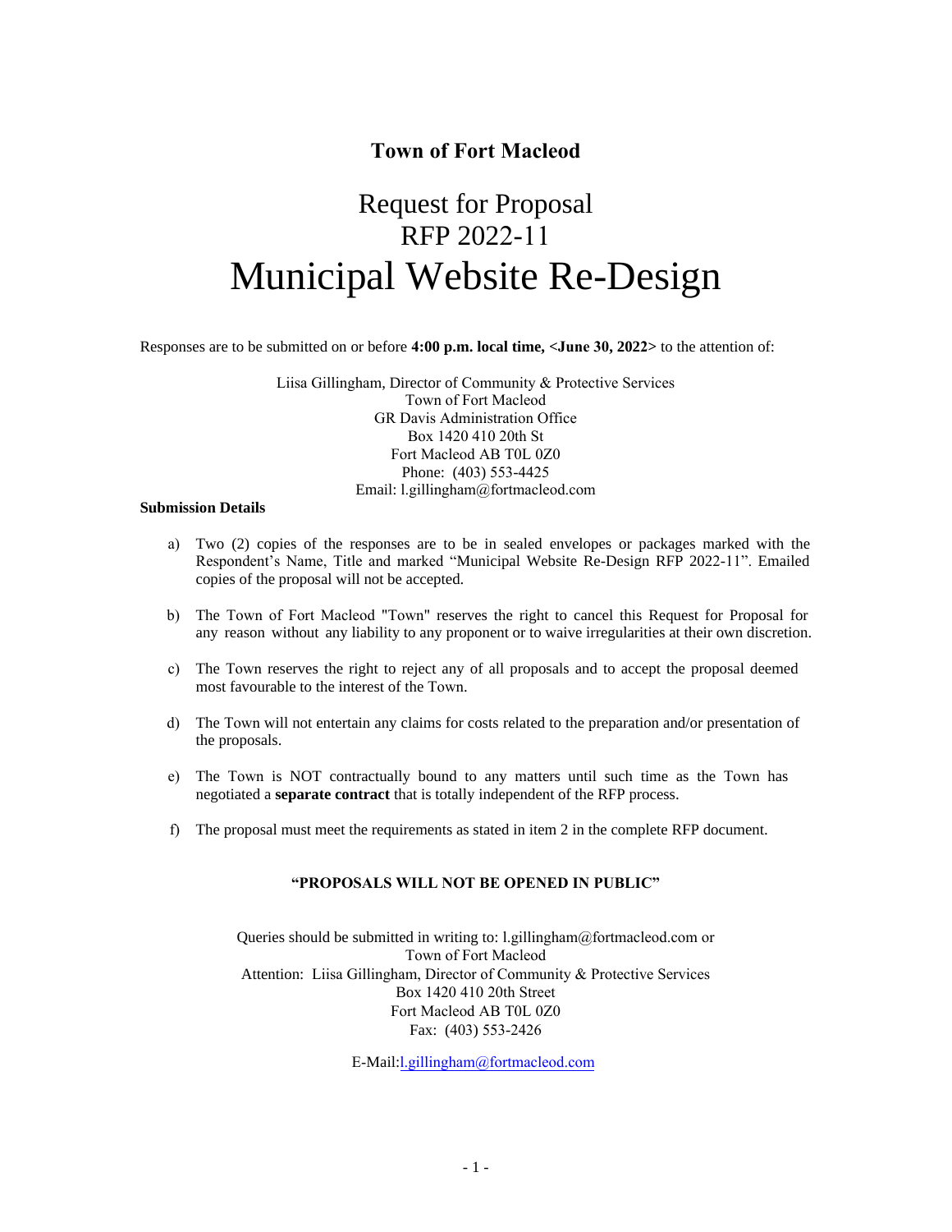# Town of Fort Macleod

## Request for Proposal
## RFP 2022-11
# Municipal Website Re-Design

Responses are to be submitted on or before **4:00 p.m. local time, <June 30, 2022>** to the attention of:

Liisa Gillingham, Director of Community & Protective Services
Town of Fort Macleod
GR Davis Administration Office
Box 1420 410 20th St
Fort Macleod AB T0L 0Z0
Phone: (403) 553-4425
Email: l.gillingham@fortmacleod.com

**Submission Details**

a) Two (2) copies of the responses are to be in sealed envelopes or packages marked with the Respondent's Name, Title and marked "Municipal Website Re-Design RFP 2022-11". Emailed copies of the proposal will not be accepted.

b) The Town of Fort Macleod "Town" reserves the right to cancel this Request for Proposal for any reason without any liability to any proponent or to waive irregularities at their own discretion.

c) The Town reserves the right to reject any of all proposals and to accept the proposal deemed most favourable to the interest of the Town.

d) The Town will not entertain any claims for costs related to the preparation and/or presentation of the proposals.

e) The Town is NOT contractually bound to any matters until such time as the Town has negotiated a **separate contract** that is totally independent of the RFP process.

f) The proposal must meet the requirements as stated in item 2 in the complete RFP document.

**"PROPOSALS WILL NOT BE OPENED IN PUBLIC"**

Queries should be submitted in writing to: l.gillingham@fortmacleod.com or
Town of Fort Macleod
Attention: Liisa Gillingham, Director of Community & Protective Services
Box 1420 410 20th Street
Fort Macleod AB T0L 0Z0
Fax: (403) 553-2426

E-Mail: l.gillingham@fortmacleod.com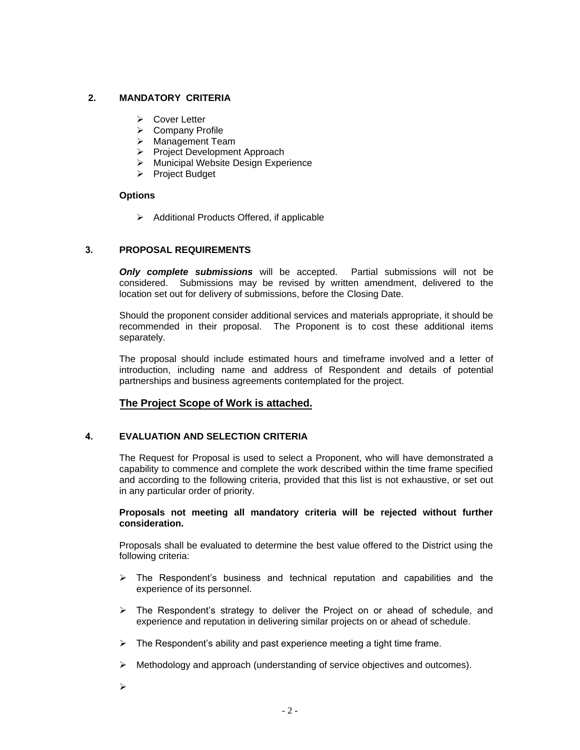## 2. MANDATORY CRITERIA

- Cover Letter
- Company Profile
- Management Team
- Project Development Approach
- Municipal Website Design Experience
- Project Budget

**Options**

- Additional Products Offered, if applicable

## 3. PROPOSAL REQUIREMENTS

***Only complete submissions*** will be accepted. Partial submissions will not be considered. Submissions may be revised by written amendment, delivered to the location set out for delivery of submissions, before the Closing Date.

Should the proponent consider additional services and materials appropriate, it should be recommended in their proposal. The Proponent is to cost these additional items separately.

The proposal should include estimated hours and timeframe involved and a letter of introduction, including name and address of Respondent and details of potential partnerships and business agreements contemplated for the project.

**The Project Scope of Work is attached.**

## 4. EVALUATION AND SELECTION CRITERIA

The Request for Proposal is used to select a Proponent, who will have demonstrated a capability to commence and complete the work described within the time frame specified and according to the following criteria, provided that this list is not exhaustive, or set out in any particular order of priority.

**Proposals not meeting all mandatory criteria will be rejected without further consideration.**

Proposals shall be evaluated to determine the best value offered to the District using the following criteria:

- The Respondent's business and technical reputation and capabilities and the experience of its personnel.
- The Respondent's strategy to deliver the Project on or ahead of schedule, and experience and reputation in delivering similar projects on or ahead of schedule.
- The Respondent's ability and past experience meeting a tight time frame.
- Methodology and approach (understanding of service objectives and outcomes).
-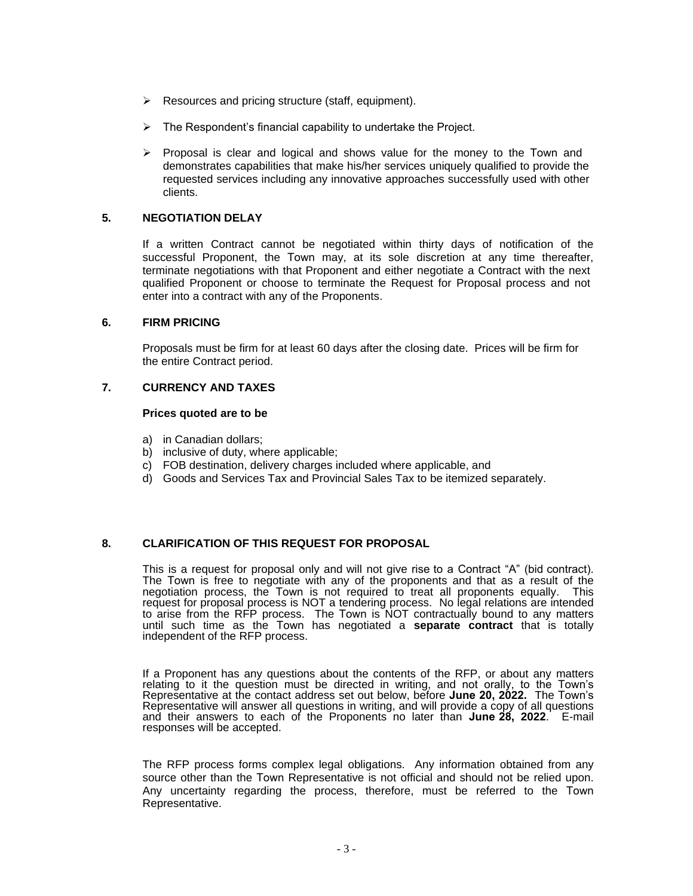- Resources and pricing structure (staff, equipment).
- The Respondent's financial capability to undertake the Project.
- Proposal is clear and logical and shows value for the money to the Town and demonstrates capabilities that make his/her services uniquely qualified to provide the requested services including any innovative approaches successfully used with other clients.

## 5. NEGOTIATION DELAY

If a written Contract cannot be negotiated within thirty days of notification of the successful Proponent, the Town may, at its sole discretion at any time thereafter, terminate negotiations with that Proponent and either negotiate a Contract with the next qualified Proponent or choose to terminate the Request for Proposal process and not enter into a contract with any of the Proponents.

## 6. FIRM PRICING

Proposals must be firm for at least 60 days after the closing date. Prices will be firm for the entire Contract period.

## 7. CURRENCY AND TAXES

**Prices quoted are to be**

a) in Canadian dollars;
b) inclusive of duty, where applicable;
c) FOB destination, delivery charges included where applicable, and
d) Goods and Services Tax and Provincial Sales Tax to be itemized separately.

## 8. CLARIFICATION OF THIS REQUEST FOR PROPOSAL

This is a request for proposal only and will not give rise to a Contract "A" (bid contract). The Town is free to negotiate with any of the proponents and that as a result of the negotiation process, the Town is not required to treat all proponents equally. This request for proposal process is NOT a tendering process. No legal relations are intended to arise from the RFP process. The Town is NOT contractually bound to any matters until such time as the Town has negotiated a **separate contract** that is totally independent of the RFP process.

If a Proponent has any questions about the contents of the RFP, or about any matters relating to it the question must be directed in writing, and not orally, to the Town's Representative at the contact address set out below, before **June 20, 2022.** The Town's Representative will answer all questions in writing, and will provide a copy of all questions and their answers to each of the Proponents no later than **June 28, 2022**. E-mail responses will be accepted.

The RFP process forms complex legal obligations. Any information obtained from any source other than the Town Representative is not official and should not be relied upon. Any uncertainty regarding the process, therefore, must be referred to the Town Representative.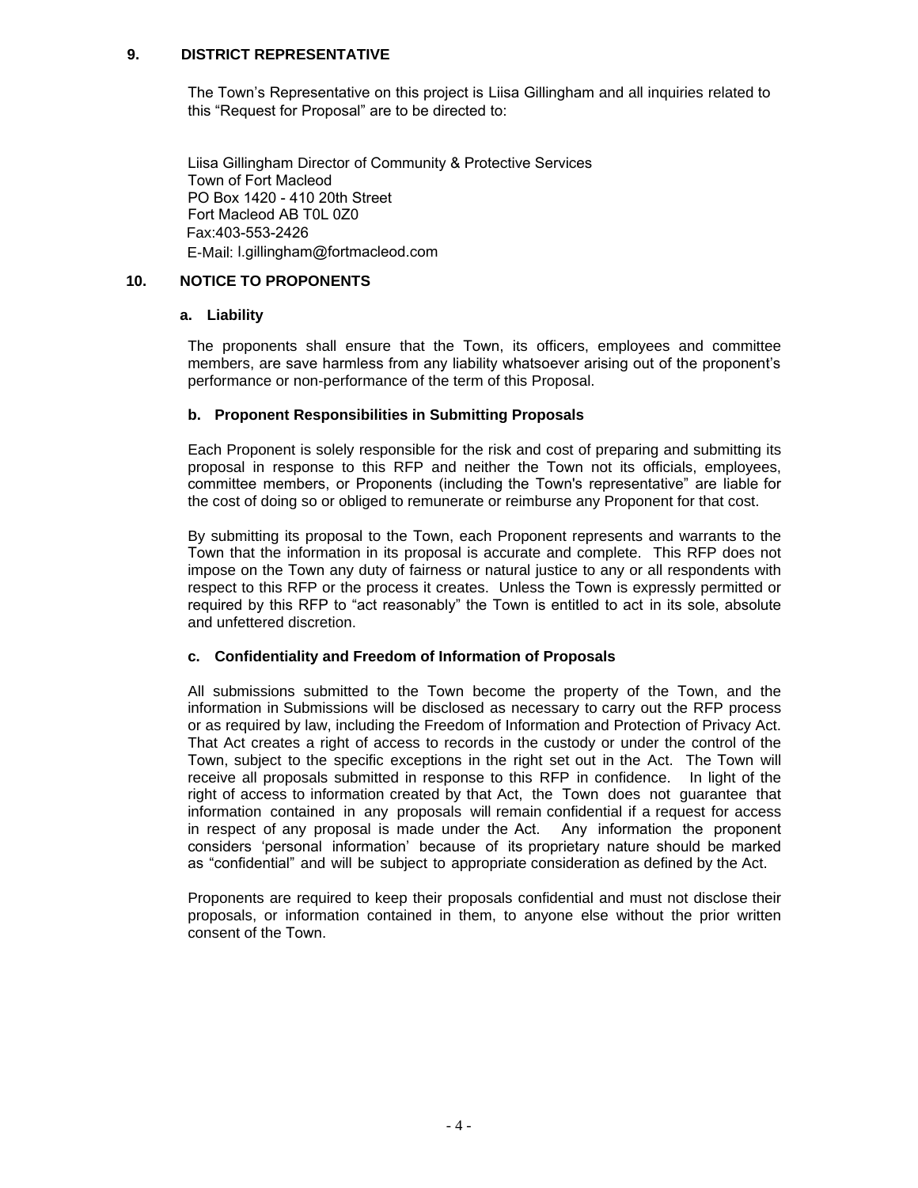## 9. DISTRICT REPRESENTATIVE

The Town's Representative on this project is Liisa Gillingham and all inquiries related to this "Request for Proposal" are to be directed to:

Liisa Gillingham Director of Community & Protective Services
Town of Fort Macleod
PO Box 1420 - 410 20th Street
Fort Macleod AB T0L 0Z0
Fax:403-553-2426
E-Mail: l.gillingham@fortmacleod.com

## 10. NOTICE TO PROPONENTS

### a. Liability

The proponents shall ensure that the Town, its officers, employees and committee members, are save harmless from any liability whatsoever arising out of the proponent's performance or non-performance of the term of this Proposal.

### b. Proponent Responsibilities in Submitting Proposals

Each Proponent is solely responsible for the risk and cost of preparing and submitting its proposal in response to this RFP and neither the Town not its officials, employees, committee members, or Proponents (including the Town's representative" are liable for the cost of doing so or obliged to remunerate or reimburse any Proponent for that cost.

By submitting its proposal to the Town, each Proponent represents and warrants to the Town that the information in its proposal is accurate and complete. This RFP does not impose on the Town any duty of fairness or natural justice to any or all respondents with respect to this RFP or the process it creates. Unless the Town is expressly permitted or required by this RFP to "act reasonably" the Town is entitled to act in its sole, absolute and unfettered discretion.

### c. Confidentiality and Freedom of Information of Proposals

All submissions submitted to the Town become the property of the Town, and the information in Submissions will be disclosed as necessary to carry out the RFP process or as required by law, including the Freedom of Information and Protection of Privacy Act. That Act creates a right of access to records in the custody or under the control of the Town, subject to the specific exceptions in the right set out in the Act. The Town will receive all proposals submitted in response to this RFP in confidence. In light of the right of access to information created by that Act, the Town does not guarantee that information contained in any proposals will remain confidential if a request for access in respect of any proposal is made under the Act. Any information the proponent considers 'personal information' because of its proprietary nature should be marked as "confidential" and will be subject to appropriate consideration as defined by the Act.

Proponents are required to keep their proposals confidential and must not disclose their proposals, or information contained in them, to anyone else without the prior written consent of the Town.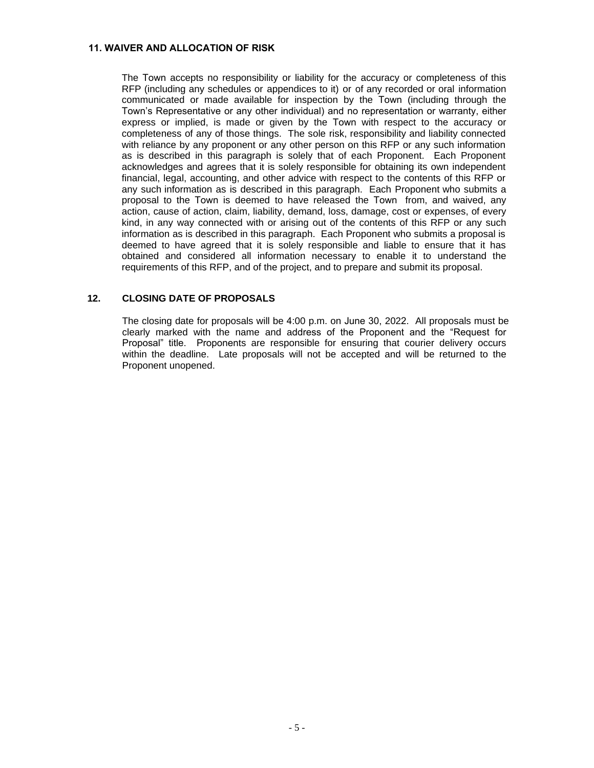## 11. WAIVER AND ALLOCATION OF RISK

The Town accepts no responsibility or liability for the accuracy or completeness of this RFP (including any schedules or appendices to it) or of any recorded or oral information communicated or made available for inspection by the Town (including through the Town's Representative or any other individual) and no representation or warranty, either express or implied, is made or given by the Town with respect to the accuracy or completeness of any of those things. The sole risk, responsibility and liability connected with reliance by any proponent or any other person on this RFP or any such information as is described in this paragraph is solely that of each Proponent. Each Proponent acknowledges and agrees that it is solely responsible for obtaining its own independent financial, legal, accounting, and other advice with respect to the contents of this RFP or any such information as is described in this paragraph. Each Proponent who submits a proposal to the Town is deemed to have released the Town from, and waived, any action, cause of action, claim, liability, demand, loss, damage, cost or expenses, of every kind, in any way connected with or arising out of the contents of this RFP or any such information as is described in this paragraph. Each Proponent who submits a proposal is deemed to have agreed that it is solely responsible and liable to ensure that it has obtained and considered all information necessary to enable it to understand the requirements of this RFP, and of the project, and to prepare and submit its proposal.

## 12. CLOSING DATE OF PROPOSALS

The closing date for proposals will be 4:00 p.m. on June 30, 2022. All proposals must be clearly marked with the name and address of the Proponent and the "Request for Proposal" title. Proponents are responsible for ensuring that courier delivery occurs within the deadline. Late proposals will not be accepted and will be returned to the Proponent unopened.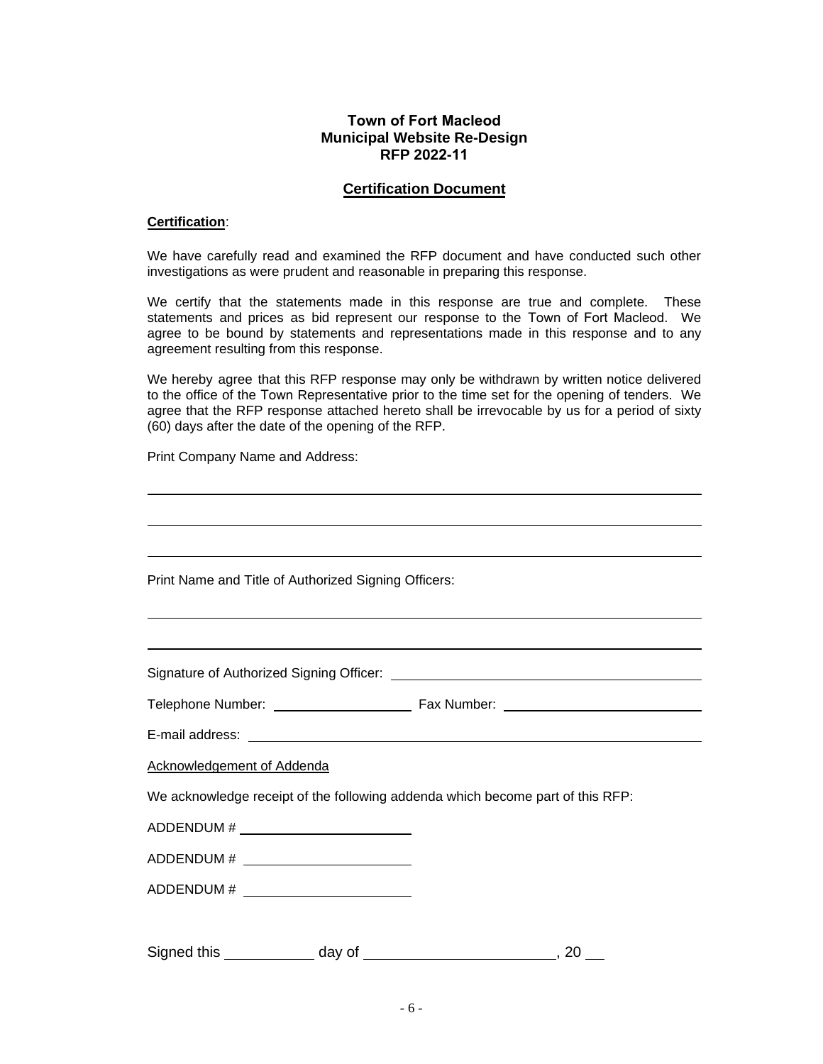**Town of Fort Macleod**
**Municipal Website Re-Design**
**RFP 2022-11**

**Certification Document**

**Certification**:

We have carefully read and examined the RFP document and have conducted such other investigations as were prudent and reasonable in preparing this response.

We certify that the statements made in this response are true and complete. These statements and prices as bid represent our response to the Town of Fort Macleod. We agree to be bound by statements and representations made in this response and to any agreement resulting from this response.

We hereby agree that this RFP response may only be withdrawn by written notice delivered to the office of the Town Representative prior to the time set for the opening of tenders. We agree that the RFP response attached hereto shall be irrevocable by us for a period of sixty (60) days after the date of the opening of the RFP.

Print Company Name and Address:

______________________________________________________________________

______________________________________________________________________

______________________________________________________________________

Print Name and Title of Authorized Signing Officers:

______________________________________________________________________

______________________________________________________________________

Signature of Authorized Signing Officer: ______________________________

Telephone Number: ____________________ Fax Number: ____________________

E-mail address: ______________________________________________________

Acknowledgement of Addenda

We acknowledge receipt of the following addenda which become part of this RFP:

ADDENDUM # ______________________

ADDENDUM # ______________________

ADDENDUM # ______________________

Signed this ___________ day of ______________________, 20 __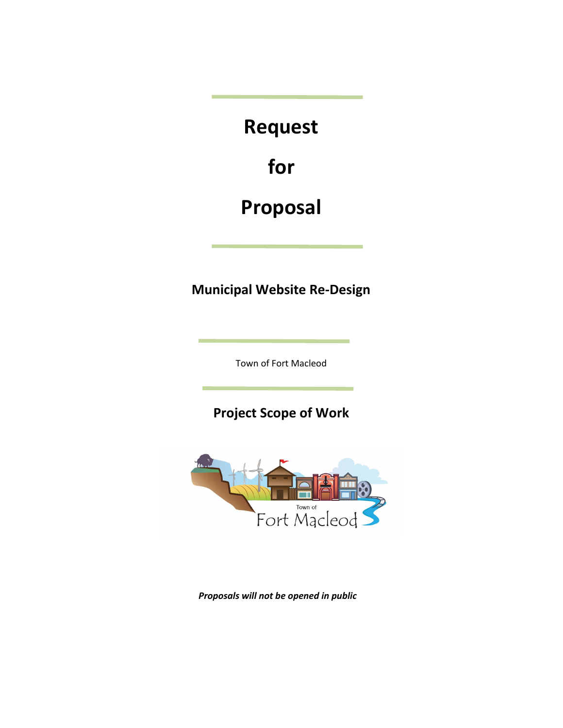# Request

# for

# Proposal

## Municipal Website Re-Design

Town of Fort Macleod

## Project Scope of Work

*Proposals will not be opened in public*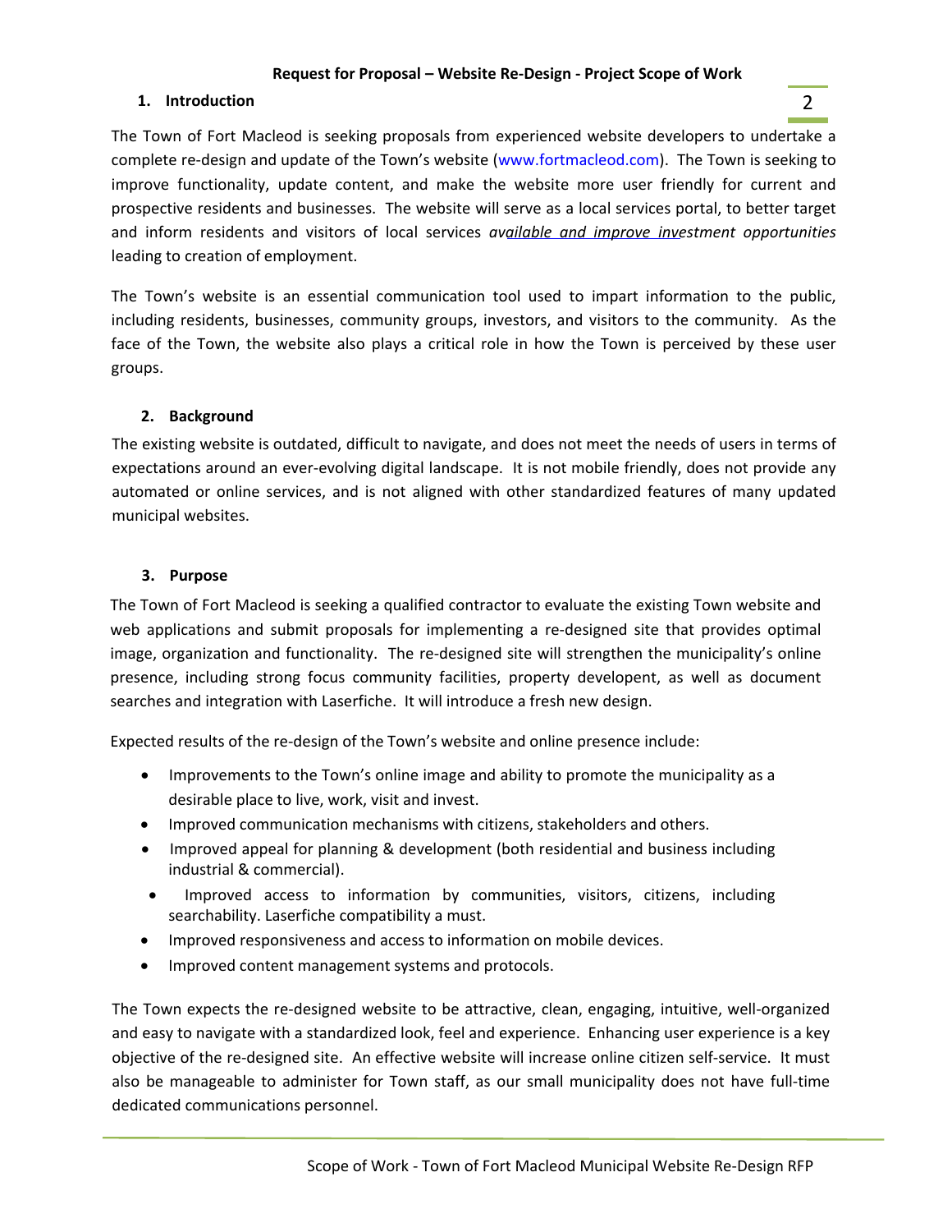# Request for Proposal – Website Re-Design - Project Scope of Work

## 1. Introduction

The Town of Fort Macleod is seeking proposals from experienced website developers to undertake a complete re-design and update of the Town's website (www.fortmacleod.com). The Town is seeking to improve functionality, update content, and make the website more user friendly for current and prospective residents and businesses. The website will serve as a local services portal, to better target and inform residents and visitors of local services *available and improve investment opportunities* leading to creation of employment.

The Town's website is an essential communication tool used to impart information to the public, including residents, businesses, community groups, investors, and visitors to the community. As the face of the Town, the website also plays a critical role in how the Town is perceived by these user groups.

## 2. Background

The existing website is outdated, difficult to navigate, and does not meet the needs of users in terms of expectations around an ever-evolving digital landscape. It is not mobile friendly, does not provide any automated or online services, and is not aligned with other standardized features of many updated municipal websites.

## 3. Purpose

The Town of Fort Macleod is seeking a qualified contractor to evaluate the existing Town website and web applications and submit proposals for implementing a re-designed site that provides optimal image, organization and functionality. The re-designed site will strengthen the municipality's online presence, including strong focus community facilities, property developent, as well as document searches and integration with Laserfiche. It will introduce a fresh new design.

Expected results of the re-design of the Town's website and online presence include:

- Improvements to the Town's online image and ability to promote the municipality as a desirable place to live, work, visit and invest.
- Improved communication mechanisms with citizens, stakeholders and others.
- Improved appeal for planning & development (both residential and business including industrial & commercial).
- Improved access to information by communities, visitors, citizens, including searchability. Laserfiche compatibility a must.
- Improved responsiveness and access to information on mobile devices.
- Improved content management systems and protocols.

The Town expects the re-designed website to be attractive, clean, engaging, intuitive, well-organized and easy to navigate with a standardized look, feel and experience. Enhancing user experience is a key objective of the re-designed site. An effective website will increase online citizen self-service. It must also be manageable to administer for Town staff, as our small municipality does not have full-time dedicated communications personnel.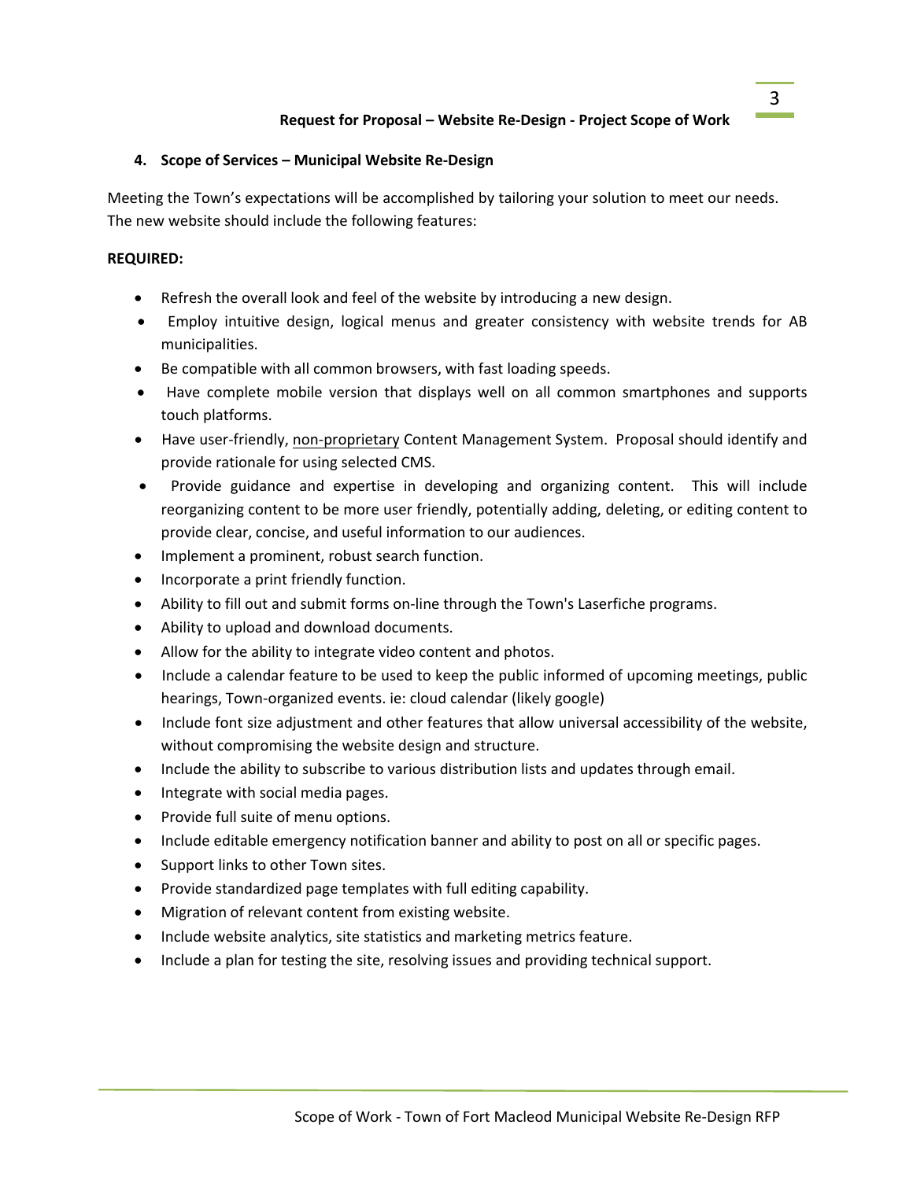## 4. Scope of Services – Municipal Website Re-Design

Meeting the Town's expectations will be accomplished by tailoring your solution to meet our needs. The new website should include the following features:

**REQUIRED:**

- Refresh the overall look and feel of the website by introducing a new design.
- Employ intuitive design, logical menus and greater consistency with website trends for AB municipalities.
- Be compatible with all common browsers, with fast loading speeds.
- Have complete mobile version that displays well on all common smartphones and supports touch platforms.
- Have user-friendly, <u>non-proprietary</u> Content Management System. Proposal should identify and provide rationale for using selected CMS.
- Provide guidance and expertise in developing and organizing content. This will include reorganizing content to be more user friendly, potentially adding, deleting, or editing content to provide clear, concise, and useful information to our audiences.
- Implement a prominent, robust search function.
- Incorporate a print friendly function.
- Ability to fill out and submit forms on-line through the Town's Laserfiche programs.
- Ability to upload and download documents.
- Allow for the ability to integrate video content and photos.
- Include a calendar feature to be used to keep the public informed of upcoming meetings, public hearings, Town-organized events. ie: cloud calendar (likely google)
- Include font size adjustment and other features that allow universal accessibility of the website, without compromising the website design and structure.
- Include the ability to subscribe to various distribution lists and updates through email.
- Integrate with social media pages.
- Provide full suite of menu options.
- Include editable emergency notification banner and ability to post on all or specific pages.
- Support links to other Town sites.
- Provide standardized page templates with full editing capability.
- Migration of relevant content from existing website.
- Include website analytics, site statistics and marketing metrics feature.
- Include a plan for testing the site, resolving issues and providing technical support.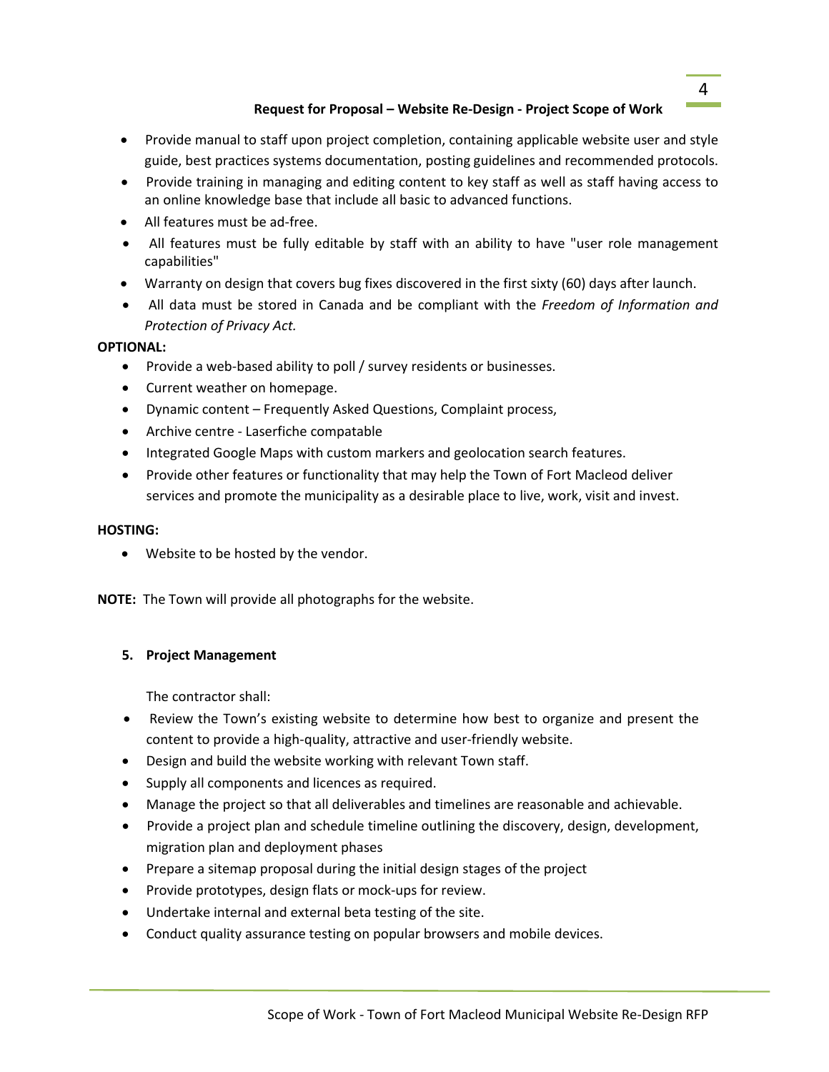- Provide manual to staff upon project completion, containing applicable website user and style guide, best practices systems documentation, posting guidelines and recommended protocols.
- Provide training in managing and editing content to key staff as well as staff having access to an online knowledge base that include all basic to advanced functions.
- All features must be ad-free.
- All features must be fully editable by staff with an ability to have "user role management capabilities"
- Warranty on design that covers bug fixes discovered in the first sixty (60) days after launch.
- All data must be stored in Canada and be compliant with the *Freedom of Information and Protection of Privacy Act.*

**OPTIONAL:**

- Provide a web-based ability to poll / survey residents or businesses.
- Current weather on homepage.
- Dynamic content – Frequently Asked Questions, Complaint process,
- Archive centre - Laserfiche compatable
- Integrated Google Maps with custom markers and geolocation search features.
- Provide other features or functionality that may help the Town of Fort Macleod deliver services and promote the municipality as a desirable place to live, work, visit and invest.

**HOSTING:**

- Website to be hosted by the vendor.

**NOTE:** The Town will provide all photographs for the website.

## 5. Project Management

The contractor shall:

- Review the Town's existing website to determine how best to organize and present the content to provide a high-quality, attractive and user-friendly website.
- Design and build the website working with relevant Town staff.
- Supply all components and licences as required.
- Manage the project so that all deliverables and timelines are reasonable and achievable.
- Provide a project plan and schedule timeline outlining the discovery, design, development, migration plan and deployment phases
- Prepare a sitemap proposal during the initial design stages of the project
- Provide prototypes, design flats or mock-ups for review.
- Undertake internal and external beta testing of the site.
- Conduct quality assurance testing on popular browsers and mobile devices.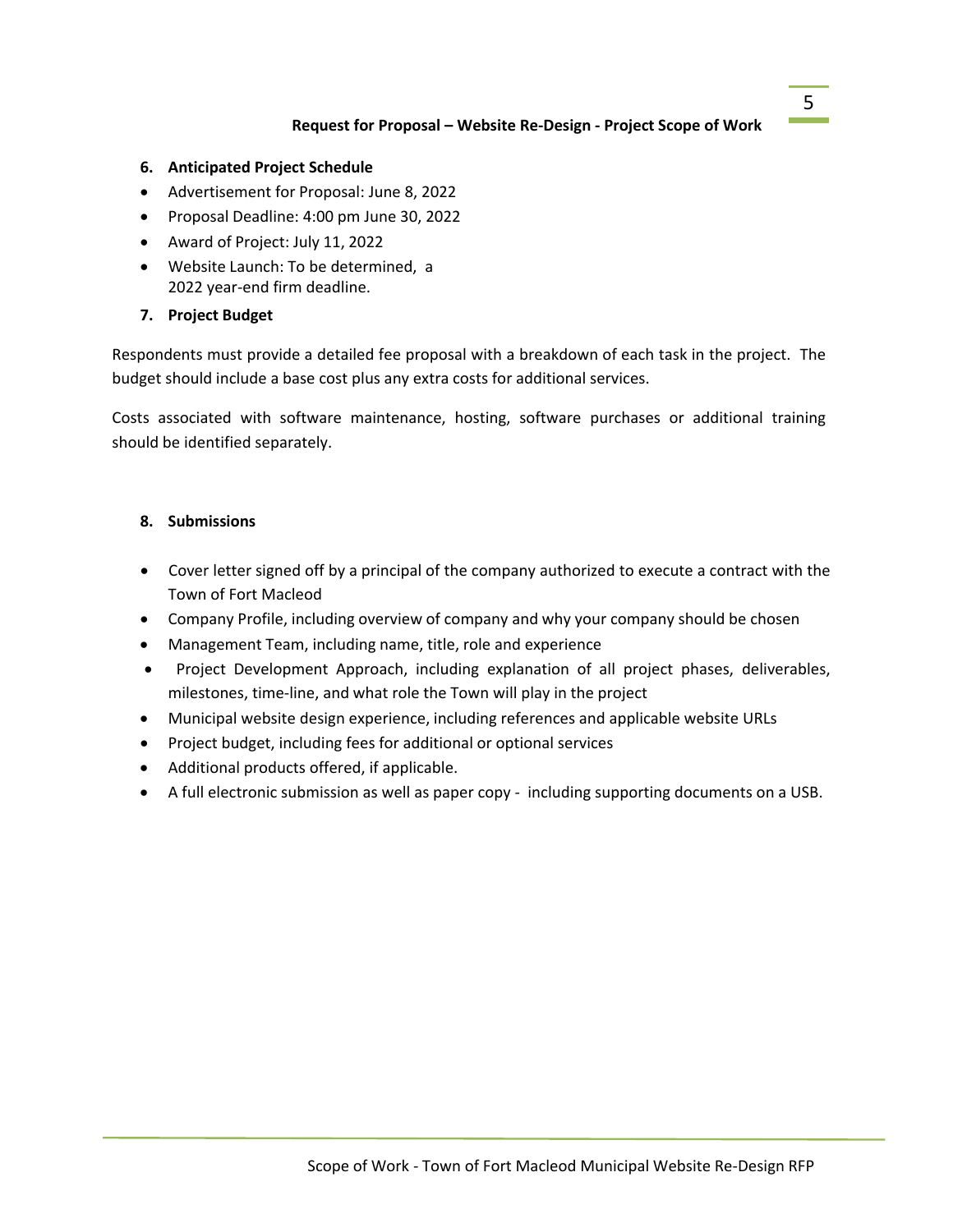6. **Anticipated Project Schedule**

- Advertisement for Proposal: June 8, 2022
- Proposal Deadline: 4:00 pm June 30, 2022
- Award of Project: July 11, 2022
- Website Launch: To be determined, a 2022 year-end firm deadline.

7. **Project Budget**

Respondents must provide a detailed fee proposal with a breakdown of each task in the project. The budget should include a base cost plus any extra costs for additional services.

Costs associated with software maintenance, hosting, software purchases or additional training should be identified separately.

8. **Submissions**

- Cover letter signed off by a principal of the company authorized to execute a contract with the Town of Fort Macleod
- Company Profile, including overview of company and why your company should be chosen
- Management Team, including name, title, role and experience
- Project Development Approach, including explanation of all project phases, deliverables, milestones, time-line, and what role the Town will play in the project
- Municipal website design experience, including references and applicable website URLs
- Project budget, including fees for additional or optional services
- Additional products offered, if applicable.
- A full electronic submission as well as paper copy - including supporting documents on a USB.